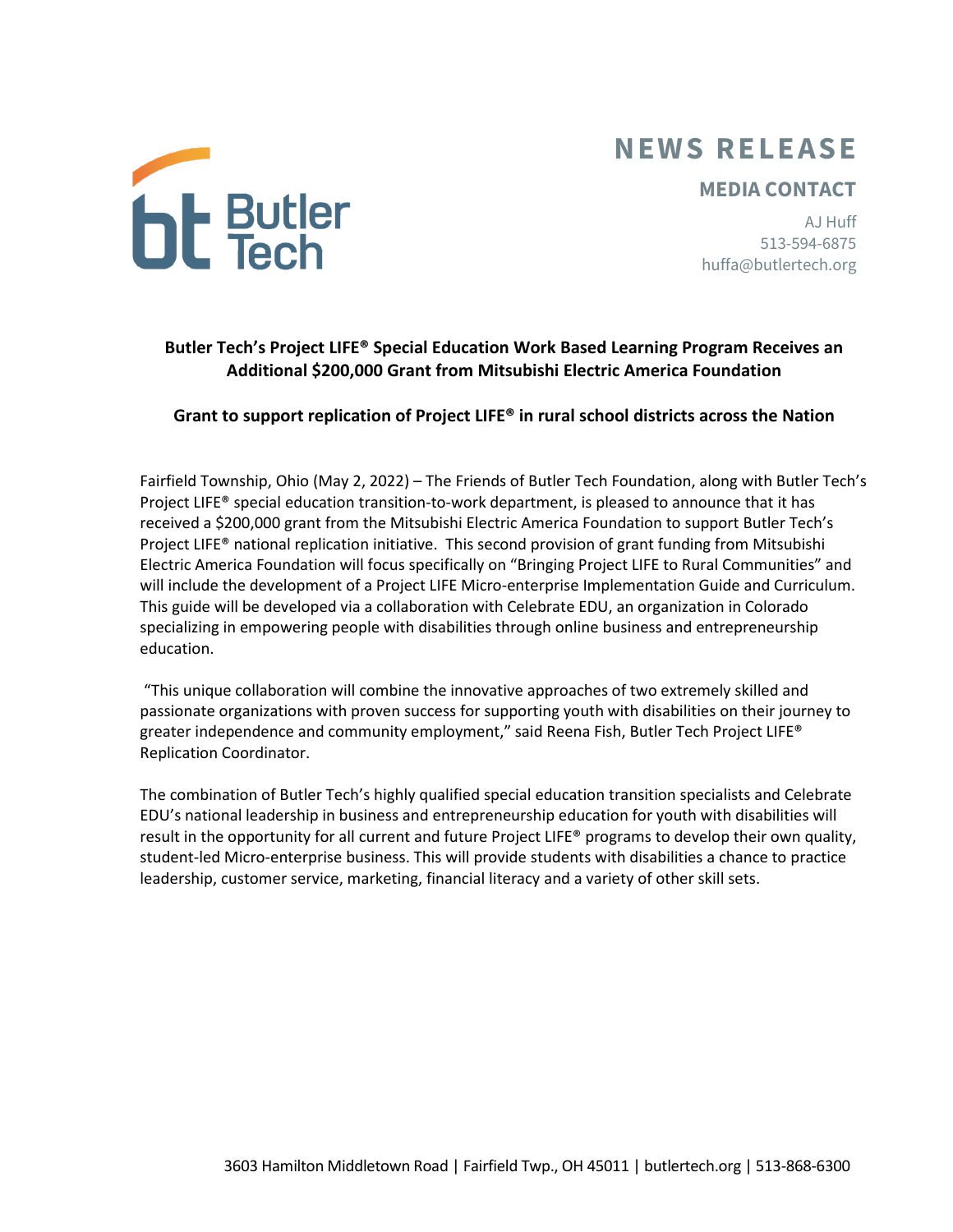Butler Tech

# NEWS RELEASE

**MEDIA CONTACT**

AJ Huff
513-594-6875
huffa@butlertech.org

**Butler Tech's Project LIFE® Special Education Work Based Learning Program Receives an Additional $200,000 Grant from Mitsubishi Electric America Foundation**

**Grant to support replication of Project LIFE® in rural school districts across the Nation**

Fairfield Township, Ohio (May 2, 2022) – The Friends of Butler Tech Foundation, along with Butler Tech's Project LIFE® special education transition-to-work department, is pleased to announce that it has received a $200,000 grant from the Mitsubishi Electric America Foundation to support Butler Tech's Project LIFE® national replication initiative. This second provision of grant funding from Mitsubishi Electric America Foundation will focus specifically on "Bringing Project LIFE to Rural Communities" and will include the development of a Project LIFE Micro-enterprise Implementation Guide and Curriculum. This guide will be developed via a collaboration with Celebrate EDU, an organization in Colorado specializing in empowering people with disabilities through online business and entrepreneurship education.

"This unique collaboration will combine the innovative approaches of two extremely skilled and passionate organizations with proven success for supporting youth with disabilities on their journey to greater independence and community employment," said Reena Fish, Butler Tech Project LIFE® Replication Coordinator.

The combination of Butler Tech's highly qualified special education transition specialists and Celebrate EDU's national leadership in business and entrepreneurship education for youth with disabilities will result in the opportunity for all current and future Project LIFE® programs to develop their own quality, student-led Micro-enterprise business. This will provide students with disabilities a chance to practice leadership, customer service, marketing, financial literacy and a variety of other skill sets.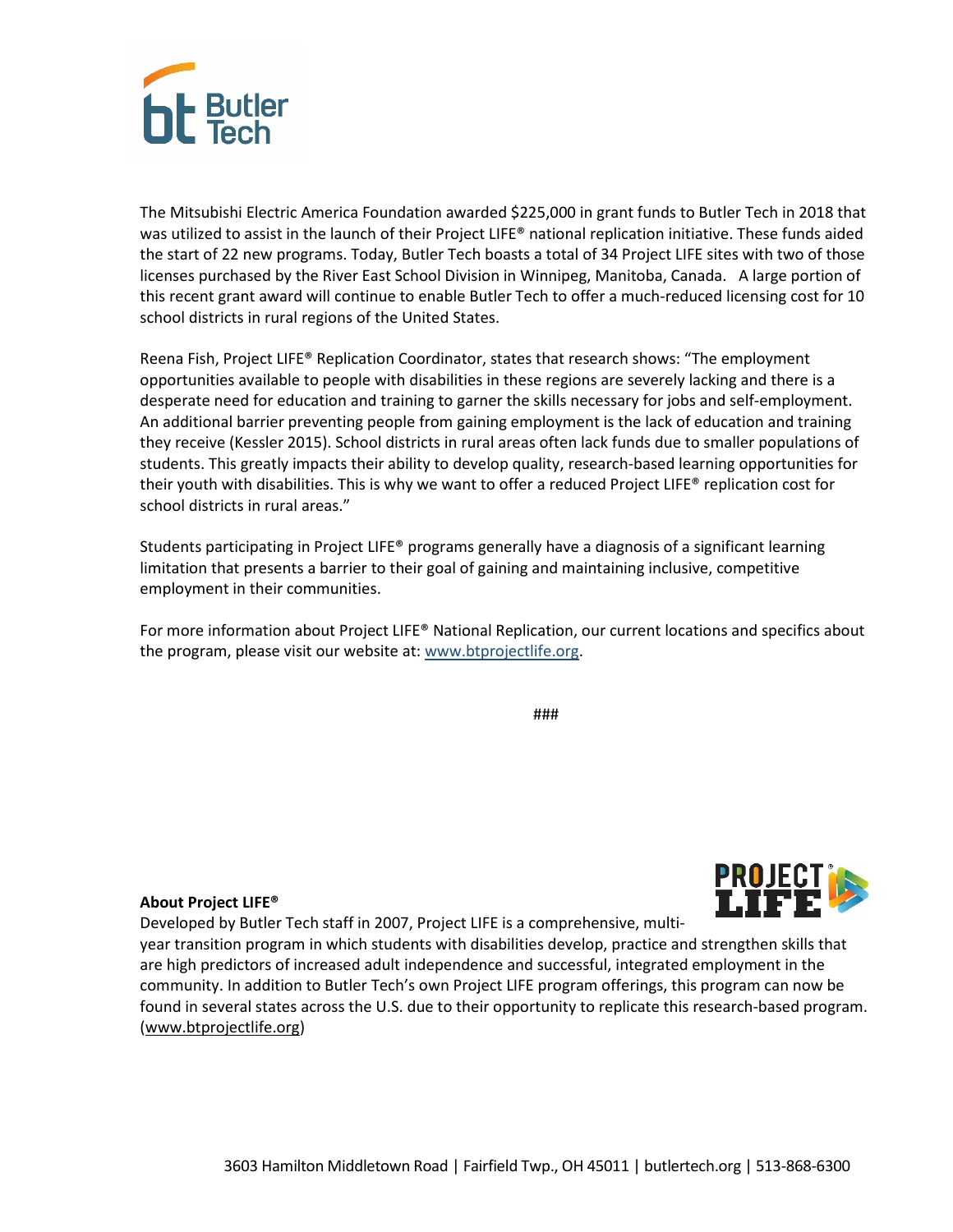The Mitsubishi Electric America Foundation awarded $225,000 in grant funds to Butler Tech in 2018 that was utilized to assist in the launch of their Project LIFE® national replication initiative. These funds aided the start of 22 new programs. Today, Butler Tech boasts a total of 34 Project LIFE sites with two of those licenses purchased by the River East School Division in Winnipeg, Manitoba, Canada. A large portion of this recent grant award will continue to enable Butler Tech to offer a much-reduced licensing cost for 10 school districts in rural regions of the United States.

Reena Fish, Project LIFE® Replication Coordinator, states that research shows: "The employment opportunities available to people with disabilities in these regions are severely lacking and there is a desperate need for education and training to garner the skills necessary for jobs and self-employment. An additional barrier preventing people from gaining employment is the lack of education and training they receive (Kessler 2015). School districts in rural areas often lack funds due to smaller populations of students. This greatly impacts their ability to develop quality, research-based learning opportunities for their youth with disabilities. This is why we want to offer a reduced Project LIFE® replication cost for school districts in rural areas."

Students participating in Project LIFE® programs generally have a diagnosis of a significant learning limitation that presents a barrier to their goal of gaining and maintaining inclusive, competitive employment in their communities.

For more information about Project LIFE® National Replication, our current locations and specifics about the program, please visit our website at: www.btprojectlife.org.

###

**About Project LIFE®**

Developed by Butler Tech staff in 2007, Project LIFE is a comprehensive, multi-year transition program in which students with disabilities develop, practice and strengthen skills that are high predictors of increased adult independence and successful, integrated employment in the community. In addition to Butler Tech's own Project LIFE program offerings, this program can now be found in several states across the U.S. due to their opportunity to replicate this research-based program. (www.btprojectlife.org)

3603 Hamilton Middletown Road | Fairfield Twp., OH 45011 | butlertech.org | 513-868-6300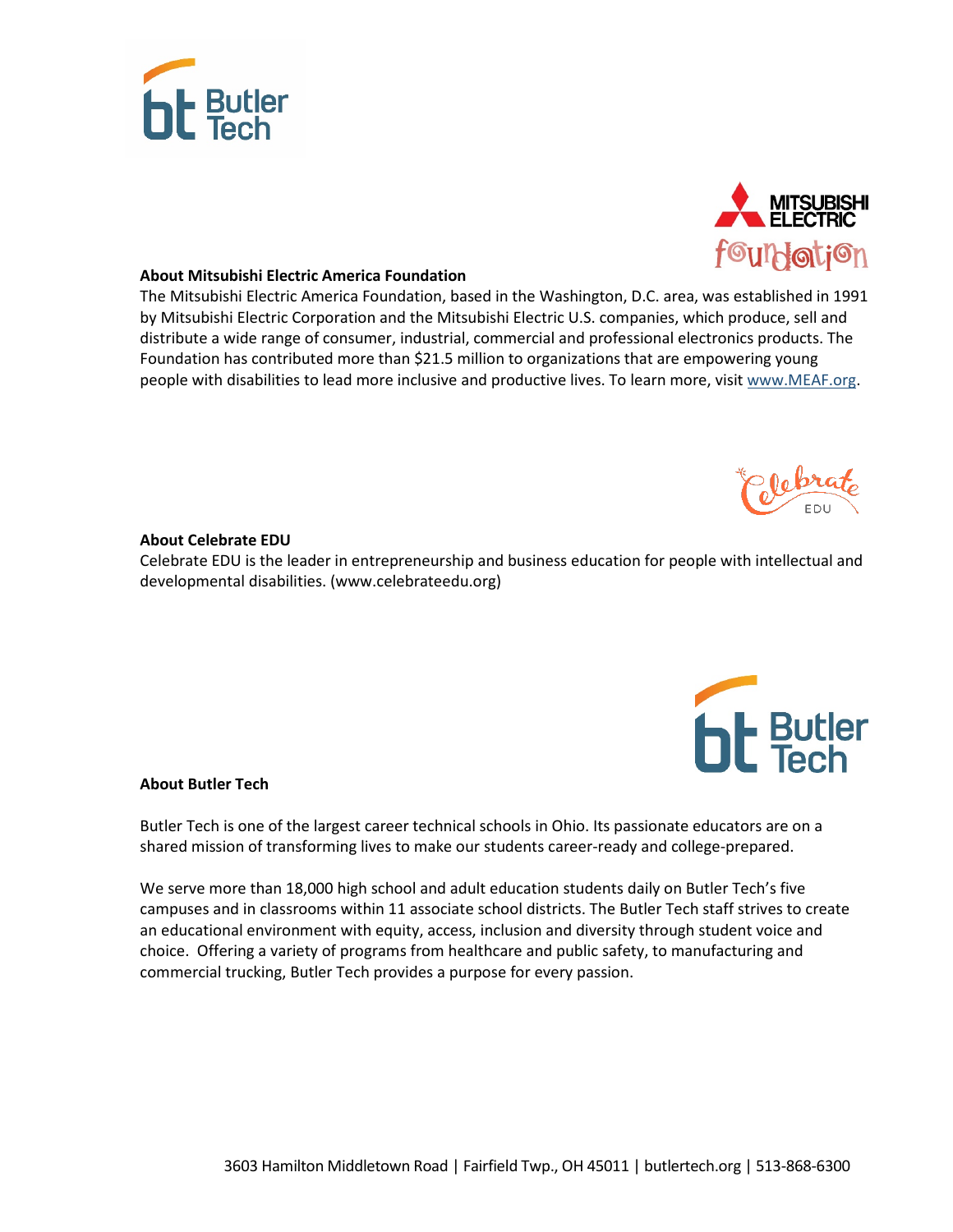### About Mitsubishi Electric America Foundation

The Mitsubishi Electric America Foundation, based in the Washington, D.C. area, was established in 1991 by Mitsubishi Electric Corporation and the Mitsubishi Electric U.S. companies, which produce, sell and distribute a wide range of consumer, industrial, commercial and professional electronics products. The Foundation has contributed more than $21.5 million to organizations that are empowering young people with disabilities to lead more inclusive and productive lives. To learn more, visit www.MEAF.org.

### About Celebrate EDU

Celebrate EDU is the leader in entrepreneurship and business education for people with intellectual and developmental disabilities. (www.celebrateedu.org)

### About Butler Tech

Butler Tech is one of the largest career technical schools in Ohio. Its passionate educators are on a shared mission of transforming lives to make our students career-ready and college-prepared.

We serve more than 18,000 high school and adult education students daily on Butler Tech's five campuses and in classrooms within 11 associate school districts. The Butler Tech staff strives to create an educational environment with equity, access, inclusion and diversity through student voice and choice. Offering a variety of programs from healthcare and public safety, to manufacturing and commercial trucking, Butler Tech provides a purpose for every passion.

3603 Hamilton Middletown Road | Fairfield Twp., OH 45011 | butlertech.org | 513-868-6300